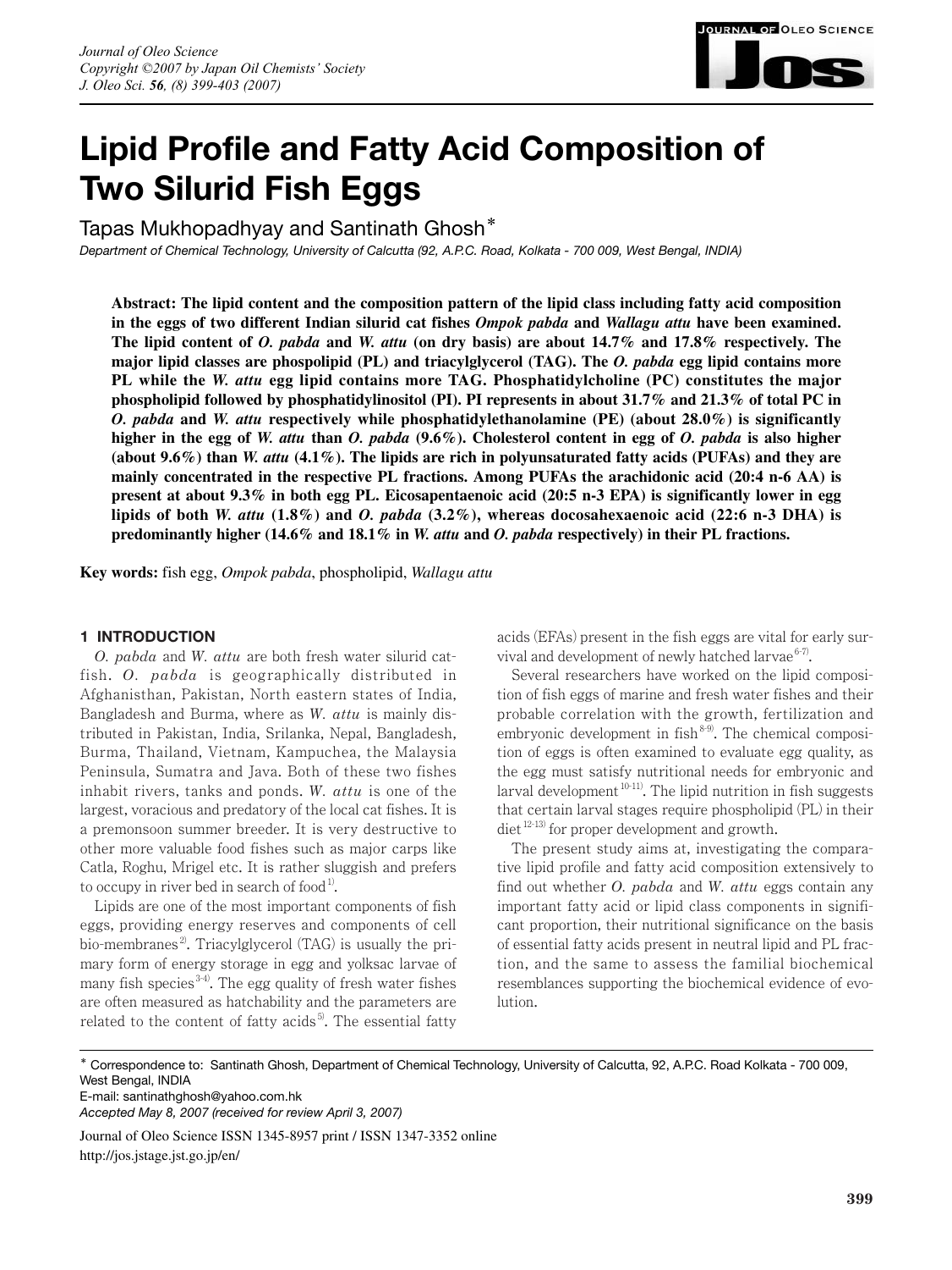# Lipid Profile and Fatty Acid Composition of Two Silurid Fish Eggs

Tapas Mukhopadhyay and Santinath Ghosh*

*Department of Chemical Technology, University of Calcutta (92, A.P.C. Road, Kolkata - 700 009, West Bengal, INDIA)*

**Abstract: The lipid content and the composition pattern of the lipid class including fatty acid composition in the eggs of two different Indian silurid cat fishes *Ompok pabda* and *Wallagu attu* have been examined. The lipid content of *O. pabda* and *W. attu* (on dry basis) are about 14.7% and 17.8% respectively. The major lipid classes are phospolipid (PL) and triacylglycerol (TAG). The *O. pabda* egg lipid contains more PL while the *W. attu* egg lipid contains more TAG. Phosphatidylcholine (PC) constitutes the major phospholipid followed by phosphatidylinositol (PI). PI represents in about 31.7% and 21.3% of total PC in *O. pabda* and *W. attu* respectively while phosphatidylethanolamine (PE) (about 28.0%) is significantly higher in the egg of *W. attu* than *O. pabda* (9.6%). Cholesterol content in egg of *O. pabda* is also higher (about 9.6%) than *W. attu* (4.1%). The lipids are rich in polyunsaturated fatty acids (PUFAs) and they are mainly concentrated in the respective PL fractions. Among PUFAs the arachidonic acid (20:4 n-6 AA) is present at about 9.3% in both egg PL. Eicosapentaenoic acid (20:5 n-3 EPA) is significantly lower in egg lipids of both *W. attu* (1.8%) and *O. pabda* (3.2%), whereas docosahexaenoic acid (22:6 n-3 DHA) is predominantly higher (14.6% and 18.1% in *W. attu* and *O. pabda* respectively) in their PL fractions.**

**Key words:** fish egg, *Ompok pabda*, phospholipid, *Wallagu attu*

## 1 INTRODUCTION

*O. pabda* and *W. attu* are both fresh water silurid catfish. *O. pabda* is geographically distributed in Afghanisthan, Pakistan, North eastern states of India, Bangladesh and Burma, where as *W. attu* is mainly distributed in Pakistan, India, Srilanka, Nepal, Bangladesh, Burma, Thailand, Vietnam, Kampuchea, the Malaysia Peninsula, Sumatra and Java. Both of these two fishes inhabit rivers, tanks and ponds. *W. attu* is one of the largest, voracious and predatory of the local cat fishes. It is a premonsoon summer breeder. It is very destructive to other more valuable food fishes such as major carps like Catla, Roghu, Mrigel etc. It is rather sluggish and prefers to occupy in river bed in search of food[1].

Lipids are one of the most important components of fish eggs, providing energy reserves and components of cell bio-membranes[2]. Triacylglycerol (TAG) is usually the primary form of energy storage in egg and yolksac larvae of many fish species[3-4]. The egg quality of fresh water fishes are often measured as hatchability and the parameters are related to the content of fatty acids[5]. The essential fatty acids (EFAs) present in the fish eggs are vital for early survival and development of newly hatched larvae[6-7].

Several researchers have worked on the lipid composition of fish eggs of marine and fresh water fishes and their probable correlation with the growth, fertilization and embryonic development in fish[8-9]. The chemical composition of eggs is often examined to evaluate egg quality, as the egg must satisfy nutritional needs for embryonic and larval development[10-11]. The lipid nutrition in fish suggests that certain larval stages require phospholipid (PL) in their diet[12-13] for proper development and growth.

The present study aims at, investigating the comparative lipid profile and fatty acid composition extensively to find out whether *O. pabda* and *W. attu* eggs contain any important fatty acid or lipid class components in significant proportion, their nutritional significance on the basis of essential fatty acids present in neutral lipid and PL fraction, and the same to assess the familial biochemical resemblances supporting the biochemical evidence of evolution.

---

* Correspondence to: Santinath Ghosh, Department of Chemical Technology, University of Calcutta, 92, A.P.C. Road Kolkata - 700 009, West Bengal, INDIA
E-mail: santinathghosh@yahoo.com.hk
*Accepted May 8, 2007 (received for review April 3, 2007)*

Journal of Oleo Science ISSN 1345-8957 print / ISSN 1347-3352 online
http://jos.jstage.jst.go.jp/en/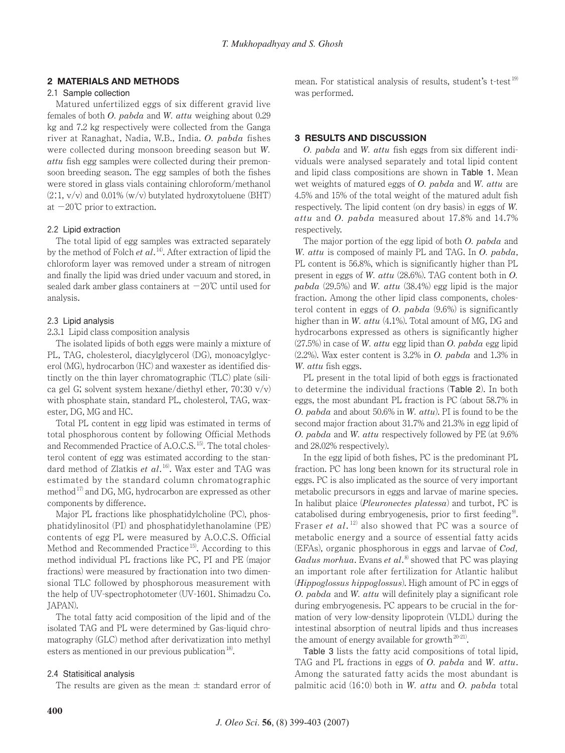## 2 MATERIALS AND METHODS

### 2.1 Sample collection

Matured unfertilized eggs of six different gravid live females of both *O. pabda* and *W. attu* weighing about 0.29 kg and 7.2 kg respectively were collected from the Ganga river at Ranaghat, Nadia, W.B., India. *O. pabda* fishes were collected during monsoon breeding season but *W. attu* fish egg samples were collected during their premonsoon breeding season. The egg samples of both the fishes were stored in glass vials containing chloroform/methanol (2:1, v/v) and 0.01% (w/v) butylated hydroxytoluene (BHT) at −20℃ prior to extraction.

### 2.2 Lipid extraction

The total lipid of egg samples was extracted separately by the method of Folch *et al*.[14]. After extraction of lipid the chloroform layer was removed under a stream of nitrogen and finally the lipid was dried under vacuum and stored, in sealed dark amber glass containers at −20℃ until used for analysis.

### 2.3 Lipid analysis

2.3.1 Lipid class composition analysis

The isolated lipids of both eggs were mainly a mixture of PL, TAG, cholesterol, diacylglycerol (DG), monoacylglycerol (MG), hydrocarbon (HC) and waxester as identified distinctly on the thin layer chromatographic (TLC) plate (silica gel G; solvent system hexane/diethyl ether, 70:30 v/v) with phosphate stain, standard PL, cholesterol, TAG, waxester, DG, MG and HC.

Total PL content in egg lipid was estimated in terms of total phosphorous content by following Official Methods and Recommended Practice of A.O.C.S.[15]. The total cholesterol content of egg was estimated according to the standard method of Zlatkis *et al*.[16]. Wax ester and TAG was estimated by the standard column chromatographic method[17] and DG, MG, hydrocarbon are expressed as other components by difference.

Major PL fractions like phosphatidylcholine (PC), phosphatidylinositol (PI) and phosphatidylethanolamine (PE) contents of egg PL were measured by A.O.C.S. Official Method and Recommended Practice[15]. According to this method individual PL fractions like PC, PI and PE (major fractions) were measured by fractionation into two dimensional TLC followed by phosphorous measurement with the help of UV-spectrophotometer (UV-1601. Shimadzu Co. JAPAN).

The total fatty acid composition of the lipid and of the isolated TAG and PL were determined by Gas-liquid chromatography (GLC) method after derivatization into methyl esters as mentioned in our previous publication[18].

### 2.4 Statisitical analysis

The results are given as the mean ± standard error of mean. For statistical analysis of results, student's t-test[19] was performed.

## 3 RESULTS AND DISCUSSION

*O. pabda* and *W. attu* fish eggs from six different individuals were analysed separately and total lipid content and lipid class compositions are shown in Table 1. Mean wet weights of matured eggs of *O. pabda* and *W. attu* are 4.5% and 15% of the total weight of the matured adult fish respectively. The lipid content (on dry basis) in eggs of *W. attu* and *O. pabda* measured about 17.8% and 14.7% respectively.

The major portion of the egg lipid of both *O. pabda* and *W. attu* is composed of mainly PL and TAG. In *O. pabda*, PL content is 56.8%, which is significantly higher than PL present in eggs of *W. attu* (28.6%). TAG content both in *O. pabda* (29.5%) and *W. attu* (38.4%) egg lipid is the major fraction. Among the other lipid class components, cholesterol content in eggs of *O. pabda* (9.6%) is significantly higher than in *W. attu* (4.1%). Total amount of MG, DG and hydrocarbons expressed as others is significantly higher (27.5%) in case of *W. attu* egg lipid than *O. pabda* egg lipid (2.2%). Wax ester content is 3.2% in *O. pabda* and 1.3% in *W. attu* fish eggs.

PL present in the total lipid of both eggs is fractionated to determine the individual fractions (Table 2). In both eggs, the most abundant PL fraction is PC (about 58.7% in *O. pabda* and about 50.6% in *W. attu*). PI is found to be the second major fraction about 31.7% and 21.3% in egg lipid of *O. pabda* and *W. attu* respectively followed by PE (at 9.6% and 28.02% respectively).

In the egg lipid of both fishes, PC is the predominant PL fraction. PC has long been known for its structural role in eggs. PC is also implicated as the source of very important metabolic precursors in eggs and larvae of marine species. In halibut plaice (*Pleuronectes platessa*) and turbot, PC is catabolised during embryogenesis, prior to first feeding[9]. Fraser *et al*.[12] also showed that PC was a source of metabolic energy and a source of essential fatty acids (EFAs), organic phosphorous in eggs and larvae of *Cod, Gadus morhua*. Evans *et al*.[8] showed that PC was playing an important role after fertilization for Atlantic halibut (*Hippoglossus hippoglossus*). High amount of PC in eggs of *O. pabda* and *W. attu* will definitely play a significant role during embryogenesis. PC appears to be crucial in the formation of very low-density lipoprotein (VLDL) during the intestinal absorption of neutral lipids and thus increases the amount of energy available for growth[20-21].

Table 3 lists the fatty acid compositions of total lipid, TAG and PL fractions in eggs of *O. pabda* and *W. attu*. Among the saturated fatty acids the most abundant is palmitic acid (16:0) both in *W. attu* and *O. pabda* total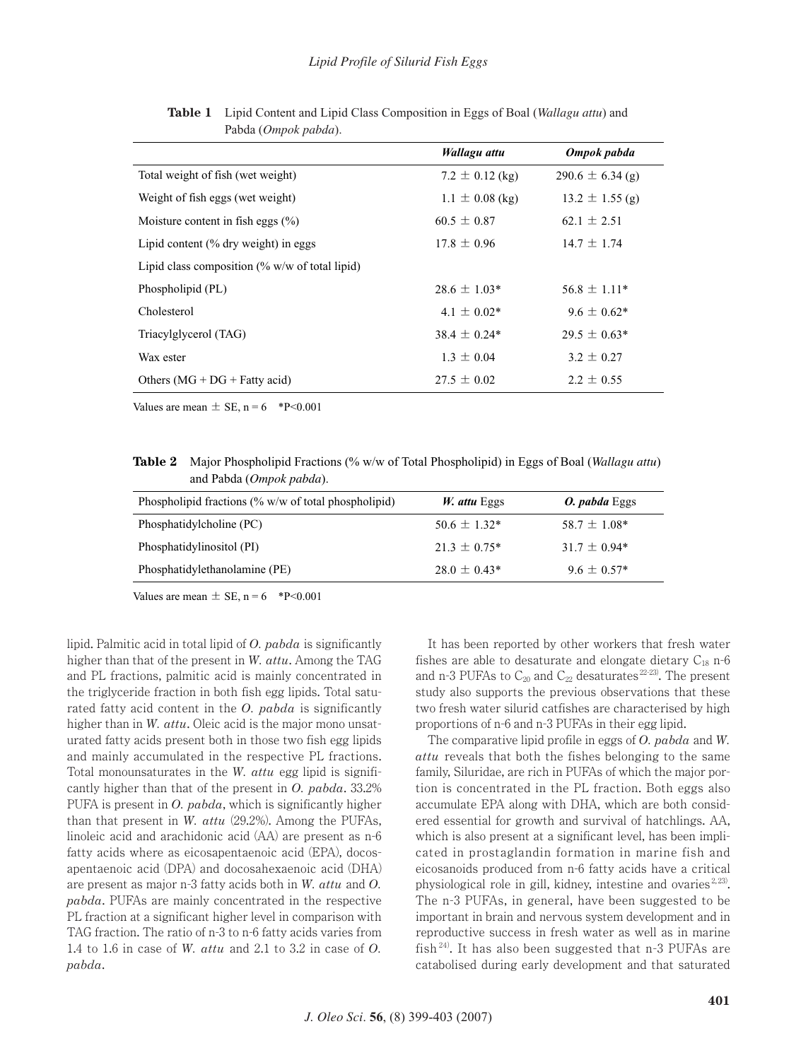**Table 1** Lipid Content and Lipid Class Composition in Eggs of Boal (*Wallagu attu*) and Pabda (*Ompok pabda*).

| | ***Wallagu attu*** | ***Ompok pabda*** |
|---|---|---|
| Total weight of fish (wet weight) | 7.2 ± 0.12 (kg) | 290.6 ± 6.34 (g) |
| Weight of fish eggs (wet weight) | 1.1 ± 0.08 (kg) | 13.2 ± 1.55 (g) |
| Moisture content in fish eggs (%) | 60.5 ± 0.87 | 62.1 ± 2.51 |
| Lipid content (% dry weight) in eggs | 17.8 ± 0.96 | 14.7 ± 1.74 |
| Lipid class composition (% w/w of total lipid) | | |
| Phospholipid (PL) | 28.6 ± 1.03* | 56.8 ± 1.11* |
| Cholesterol | 4.1 ± 0.02* | 9.6 ± 0.62* |
| Triacylglycerol (TAG) | 38.4 ± 0.24* | 29.5 ± 0.63* |
| Wax ester | 1.3 ± 0.04 | 3.2 ± 0.27 |
| Others (MG + DG + Fatty acid) | 27.5 ± 0.02 | 2.2 ± 0.55 |

Values are mean ± SE, n = 6 \*P<0.001

**Table 2** Major Phospholipid Fractions (% w/w of Total Phospholipid) in Eggs of Boal (*Wallagu attu*) and Pabda (*Ompok pabda*).

| Phospholipid fractions (% w/w of total phospholipid) | ***W. attu*** Eggs | ***O. pabda*** Eggs |
|---|---|---|
| Phosphatidylcholine (PC) | 50.6 ± 1.32* | 58.7 ± 1.08* |
| Phosphatidylinositol (PI) | 21.3 ± 0.75* | 31.7 ± 0.94* |
| Phosphatidylethanolamine (PE) | 28.0 ± 0.43* | 9.6 ± 0.57* |

Values are mean ± SE, n = 6 \*P<0.001

lipid. Palmitic acid in total lipid of *O. pabda* is significantly higher than that of the present in *W. attu*. Among the TAG and PL fractions, palmitic acid is mainly concentrated in the triglyceride fraction in both fish egg lipids. Total saturated fatty acid content in the *O. pabda* is significantly higher than in *W. attu*. Oleic acid is the major mono unsaturated fatty acids present both in those two fish egg lipids and mainly accumulated in the respective PL fractions. Total monounsaturates in the *W. attu* egg lipid is significantly higher than that of the present in *O. pabda*. 33.2% PUFA is present in *O. pabda*, which is significantly higher than that present in *W. attu* (29.2%). Among the PUFAs, linoleic acid and arachidonic acid (AA) are present as n-6 fatty acids where as eicosapentaenoic acid (EPA), docosapentaenoic acid (DPA) and docosahexaenoic acid (DHA) are present as major n-3 fatty acids both in *W. attu* and *O. pabda*. PUFAs are mainly concentrated in the respective PL fraction at a significant higher level in comparison with TAG fraction. The ratio of n-3 to n-6 fatty acids varies from 1.4 to 1.6 in case of *W. attu* and 2.1 to 3.2 in case of *O. pabda*.

It has been reported by other workers that fresh water fishes are able to desaturate and elongate dietary $C_{18}$ n-6 and n-3 PUFAs to $C_{20}$ and $C_{22}$ desaturates[22-23]. The present study also supports the previous observations that these two fresh water silurid catfishes are characterised by high proportions of n-6 and n-3 PUFAs in their egg lipid.

The comparative lipid profile in eggs of *O. pabda* and *W. attu* reveals that both the fishes belonging to the same family, Siluridae, are rich in PUFAs of which the major portion is concentrated in the PL fraction. Both eggs also accumulate EPA along with DHA, which are both considered essential for growth and survival of hatchlings. AA, which is also present at a significant level, has been implicated in prostaglandin formation in marine fish and eicosanoids produced from n-6 fatty acids have a critical physiological role in gill, kidney, intestine and ovaries[2,23]. The n-3 PUFAs, in general, have been suggested to be important in brain and nervous system development and in reproductive success in fresh water as well as in marine fish[24]. It has also been suggested that n-3 PUFAs are catabolised during early development and that saturated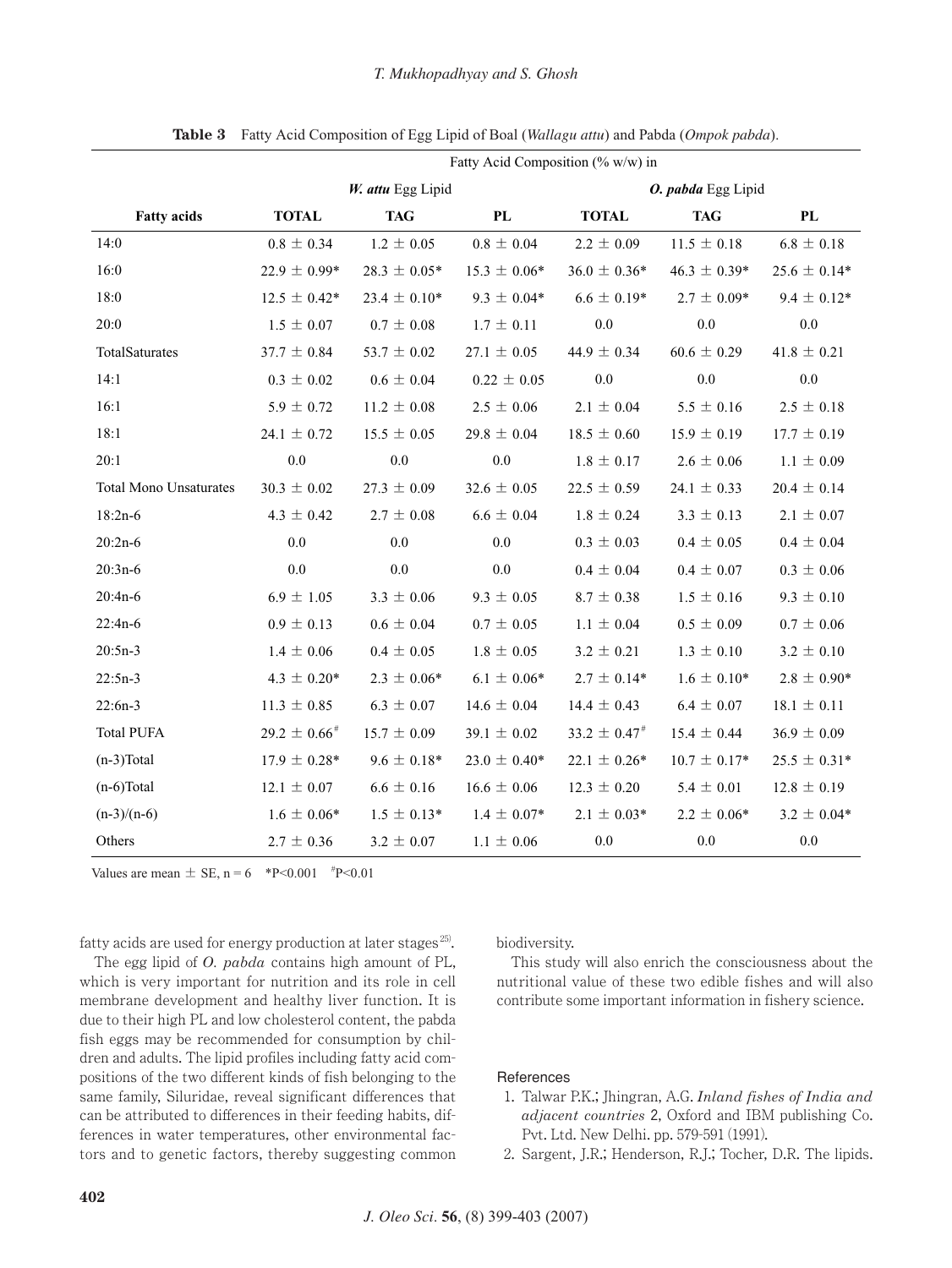**Table 3** Fatty Acid Composition of Egg Lipid of Boal (*Wallagu attu*) and Pabda (*Ompok pabda*).

| | Fatty Acid Composition (% w/w) in | | | | | |
|---|---|---|---|---|---|---|
| | ***W. attu*** **Egg Lipid** | | | ***O. pabda*** **Egg Lipid** | | |
| **Fatty acids** | **TOTAL** | **TAG** | **PL** | **TOTAL** | **TAG** | **PL** |
| 14:0 | 0.8 ± 0.34 | 1.2 ± 0.05 | 0.8 ± 0.04 | 2.2 ± 0.09 | 11.5 ± 0.18 | 6.8 ± 0.18 |
| 16:0 | 22.9 ± 0.99* | 28.3 ± 0.05* | 15.3 ± 0.06* | 36.0 ± 0.36* | 46.3 ± 0.39* | 25.6 ± 0.14* |
| 18:0 | 12.5 ± 0.42* | 23.4 ± 0.10* | 9.3 ± 0.04* | 6.6 ± 0.19* | 2.7 ± 0.09* | 9.4 ± 0.12* |
| 20:0 | 1.5 ± 0.07 | 0.7 ± 0.08 | 1.7 ± 0.11 | 0.0 | 0.0 | 0.0 |
| TotalSaturates | 37.7 ± 0.84 | 53.7 ± 0.02 | 27.1 ± 0.05 | 44.9 ± 0.34 | 60.6 ± 0.29 | 41.8 ± 0.21 |
| 14:1 | 0.3 ± 0.02 | 0.6 ± 0.04 | 0.22 ± 0.05 | 0.0 | 0.0 | 0.0 |
| 16:1 | 5.9 ± 0.72 | 11.2 ± 0.08 | 2.5 ± 0.06 | 2.1 ± 0.04 | 5.5 ± 0.16 | 2.5 ± 0.18 |
| 18:1 | 24.1 ± 0.72 | 15.5 ± 0.05 | 29.8 ± 0.04 | 18.5 ± 0.60 | 15.9 ± 0.19 | 17.7 ± 0.19 |
| 20:1 | 0.0 | 0.0 | 0.0 | 1.8 ± 0.17 | 2.6 ± 0.06 | 1.1 ± 0.09 |
| Total Mono Unsaturates | 30.3 ± 0.02 | 27.3 ± 0.09 | 32.6 ± 0.05 | 22.5 ± 0.59 | 24.1 ± 0.33 | 20.4 ± 0.14 |
| 18:2n-6 | 4.3 ± 0.42 | 2.7 ± 0.08 | 6.6 ± 0.04 | 1.8 ± 0.24 | 3.3 ± 0.13 | 2.1 ± 0.07 |
| 20:2n-6 | 0.0 | 0.0 | 0.0 | 0.3 ± 0.03 | 0.4 ± 0.05 | 0.4 ± 0.04 |
| 20:3n-6 | 0.0 | 0.0 | 0.0 | 0.4 ± 0.04 | 0.4 ± 0.07 | 0.3 ± 0.06 |
| 20:4n-6 | 6.9 ± 1.05 | 3.3 ± 0.06 | 9.3 ± 0.05 | 8.7 ± 0.38 | 1.5 ± 0.16 | 9.3 ± 0.10 |
| 22:4n-6 | 0.9 ± 0.13 | 0.6 ± 0.04 | 0.7 ± 0.05 | 1.1 ± 0.04 | 0.5 ± 0.09 | 0.7 ± 0.06 |
| 20:5n-3 | 1.4 ± 0.06 | 0.4 ± 0.05 | 1.8 ± 0.05 | 3.2 ± 0.21 | 1.3 ± 0.10 | 3.2 ± 0.10 |
| 22:5n-3 | 4.3 ± 0.20* | 2.3 ± 0.06* | 6.1 ± 0.06* | 2.7 ± 0.14* | 1.6 ± 0.10* | 2.8 ± 0.90* |
| 22:6n-3 | 11.3 ± 0.85 | 6.3 ± 0.07 | 14.6 ± 0.04 | 14.4 ± 0.43 | 6.4 ± 0.07 | 18.1 ± 0.11 |
| Total PUFA | 29.2 ± 0.66[#] | 15.7 ± 0.09 | 39.1 ± 0.02 | 33.2 ± 0.47[#] | 15.4 ± 0.44 | 36.9 ± 0.09 |
| (n-3)Total | 17.9 ± 0.28* | 9.6 ± 0.18* | 23.0 ± 0.40* | 22.1 ± 0.26* | 10.7 ± 0.17* | 25.5 ± 0.31* |
| (n-6)Total | 12.1 ± 0.07 | 6.6 ± 0.16 | 16.6 ± 0.06 | 12.3 ± 0.20 | 5.4 ± 0.01 | 12.8 ± 0.19 |
| (n-3)/(n-6) | 1.6 ± 0.06* | 1.5 ± 0.13* | 1.4 ± 0.07* | 2.1 ± 0.03* | 2.2 ± 0.06* | 3.2 ± 0.04* |
| Others | 2.7 ± 0.36 | 3.2 ± 0.07 | 1.1 ± 0.06 | 0.0 | 0.0 | 0.0 |

Values are mean ± SE, n = 6 \*$P<0.001$ [#]$P<0.01$

fatty acids are used for energy production at later stages[25].

The egg lipid of *O. pabda* contains high amount of PL, which is very important for nutrition and its role in cell membrane development and healthy liver function. It is due to their high PL and low cholesterol content, the pabda fish eggs may be recommended for consumption by children and adults. The lipid profiles including fatty acid compositions of the two different kinds of fish belonging to the same family, Siluridae, reveal significant differences that can be attributed to differences in their feeding habits, differences in water temperatures, other environmental factors and to genetic factors, thereby suggesting common biodiversity.

This study will also enrich the consciousness about the nutritional value of these two edible fishes and will also contribute some important information in fishery science.

## References

1. Talwar P.K.; Jhingran, A.G. *Inland fishes of India and adjacent countries* 2, Oxford and IBM publishing Co. Pvt. Ltd. New Delhi. pp. 579-591 (1991).
2. Sargent, J.R.; Henderson, R.J.; Tocher, D.R. The lipids.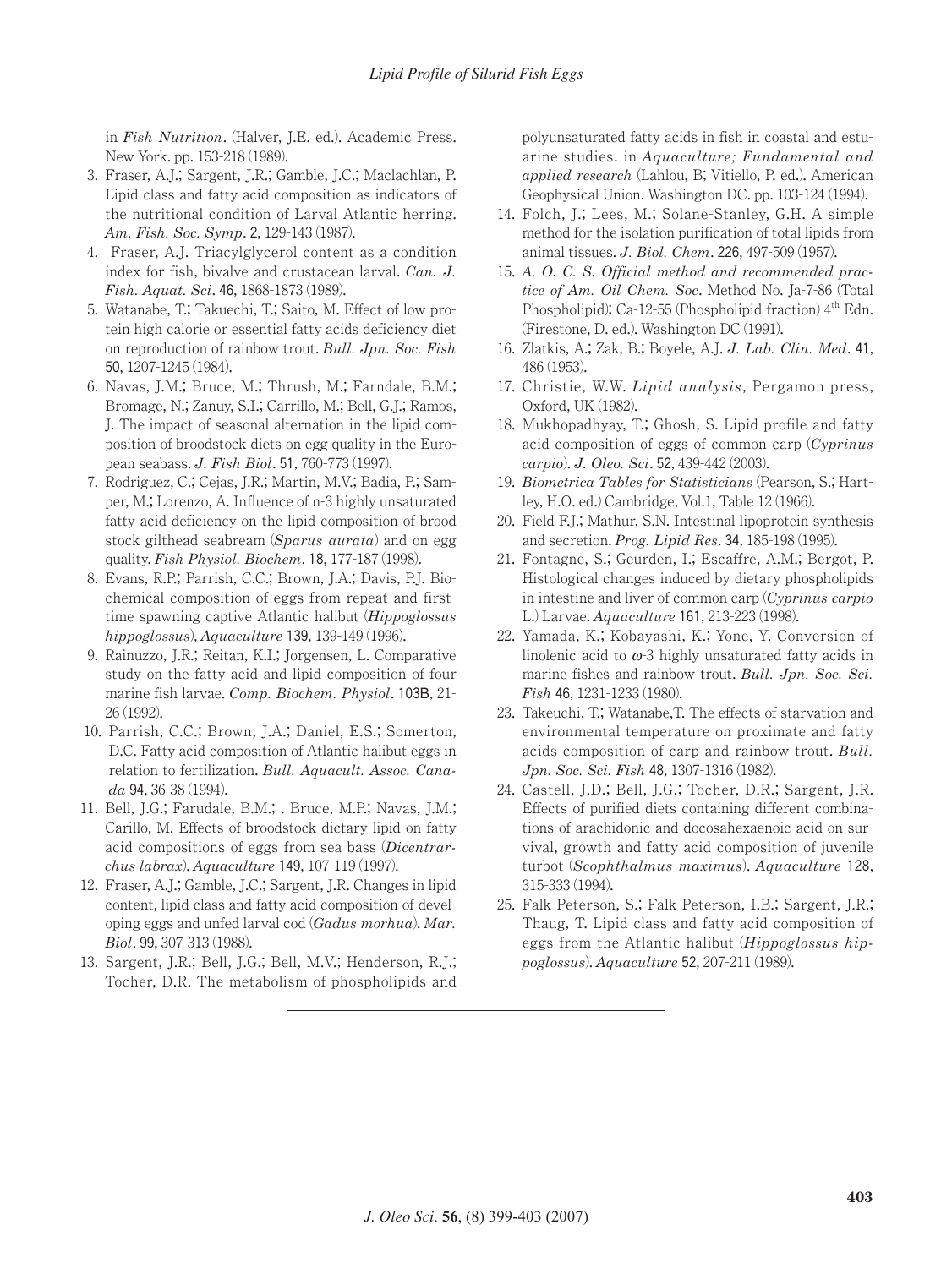in *Fish Nutrition*. (Halver, J.E. ed.). Academic Press. New York. pp. 153-218 (1989).

3. Fraser, A.J.; Sargent, J.R.; Gamble, J.C.; Maclachlan, P. Lipid class and fatty acid composition as indicators of the nutritional condition of Larval Atlantic herring. *Am. Fish. Soc. Symp*. 2, 129-143 (1987).
4. Fraser, A.J. Triacylglycerol content as a condition index for fish, bivalve and crustacean larval. *Can. J. Fish. Aquat. Sci*. 46, 1868-1873 (1989).
5. Watanabe, T.; Takuechi, T.; Saito, M. Effect of low protein high calorie or essential fatty acids deficiency diet on reproduction of rainbow trout. *Bull. Jpn. Soc. Fish* 50, 1207-1245 (1984).
6. Navas, J.M.; Bruce, M.; Thrush, M.; Farndale, B.M.; Bromage, N.; Zanuy, S.I.; Carrillo, M.; Bell, G.J.; Ramos, J. The impact of seasonal alternation in the lipid composition of broodstock diets on egg quality in the European seabass. *J. Fish Biol*. 51, 760-773 (1997).
7. Rodriguez, C.; Cejas, J.R.; Martin, M.V.; Badia, P.; Samper, M.; Lorenzo, A. Influence of n-3 highly unsaturated fatty acid deficiency on the lipid composition of brood stock gilthead seabream (*Sparus aurata*) and on egg quality. *Fish Physiol. Biochem*. 18, 177-187 (1998).
8. Evans, R.P.; Parrish, C.C.; Brown, J.A.; Davis, P.J. Biochemical composition of eggs from repeat and first-time spawning captive Atlantic halibut (*Hippoglossus hippoglossus*), *Aquaculture* 139, 139-149 (1996).
9. Rainuzzo, J.R.; Reitan, K.I.; Jorgensen, L. Comparative study on the fatty acid and lipid composition of four marine fish larvae. *Comp. Biochem. Physiol*. 103B, 21-26 (1992).
10. Parrish, C.C.; Brown, J.A.; Daniel, E.S.; Somerton, D.C. Fatty acid composition of Atlantic halibut eggs in relation to fertilization. *Bull. Aquacult. Assoc. Canada* 94, 36-38 (1994).
11. Bell, J.G.; Farudale, B.M.; . Bruce, M.P.; Navas, J.M.; Carillo, M. Effects of broodstock dictary lipid on fatty acid compositions of eggs from sea bass (*Dicentrarchus labrax*). *Aquaculture* 149, 107-119 (1997).
12. Fraser, A.J.; Gamble, J.C.; Sargent, J.R. Changes in lipid content, lipid class and fatty acid composition of developing eggs and unfed larval cod (*Gadus morhua*). *Mar. Biol*. 99, 307-313 (1988).
13. Sargent, J.R.; Bell, J.G.; Bell, M.V.; Henderson, R.J.; Tocher, D.R. The metabolism of phospholipids and polyunsaturated fatty acids in fish in coastal and estuarine studies. in *Aquaculture; Fundamental and applied research* (Lahlou, B; Vitiello, P. ed.). American Geophysical Union. Washington DC. pp. 103-124 (1994).
14. Folch, J.; Lees, M.; Solane-Stanley, G.H. A simple method for the isolation purification of total lipids from animal tissues. *J. Biol. Chem*. 226, 497-509 (1957).
15. *A. O. C. S. Official method and recommended practice of Am. Oil Chem. Soc*. Method No. Ja-7-86 (Total Phospholipid); Ca-12-55 (Phospholipid fraction) 4th Edn. (Firestone, D. ed.). Washington DC (1991).
16. Zlatkis, A.; Zak, B.; Boyele, A.J. *J. Lab. Clin. Med*. 41, 486 (1953).
17. Christie, W.W. *Lipid analysis*, Pergamon press, Oxford, UK (1982).
18. Mukhopadhyay, T.; Ghosh, S. Lipid profile and fatty acid composition of eggs of common carp (*Cyprinus carpio*). *J. Oleo. Sci*. 52, 439-442 (2003).
19. *Biometrica Tables for Statisticians* (Pearson, S.; Hartley, H.O. ed.) Cambridge, Vol.1, Table 12 (1966).
20. Field F.J.; Mathur, S.N. Intestinal lipoprotein synthesis and secretion. *Prog. Lipid Res*. 34, 185-198 (1995).
21. Fontagne, S.; Geurden, I.; Escaffre, A.M.; Bergot, P. Histological changes induced by dietary phospholipids in intestine and liver of common carp (*Cyprinus carpio* L.) Larvae. *Aquaculture* 161, 213-223 (1998).
22. Yamada, K.; Kobayashi, K.; Yone, Y. Conversion of linolenic acid to $\omega$-3 highly unsaturated fatty acids in marine fishes and rainbow trout. *Bull. Jpn. Soc. Sci. Fish* 46, 1231-1233 (1980).
23. Takeuchi, T.; Watanabe,T. The effects of starvation and environmental temperature on proximate and fatty acids composition of carp and rainbow trout. *Bull. Jpn. Soc. Sci. Fish* 48, 1307-1316 (1982).
24. Castell, J.D.; Bell, J.G.; Tocher, D.R.; Sargent, J.R. Effects of purified diets containing different combinations of arachidonic and docosahexaenoic acid on survival, growth and fatty acid composition of juvenile turbot (*Scophthalmus maximus*). *Aquaculture* 128, 315-333 (1994).
25. Falk-Peterson, S.; Falk-Peterson, I.B.; Sargent, J.R.; Thaug, T. Lipid class and fatty acid composition of eggs from the Atlantic halibut (*Hippoglossus hippoglossus*). *Aquaculture* 52, 207-211 (1989).